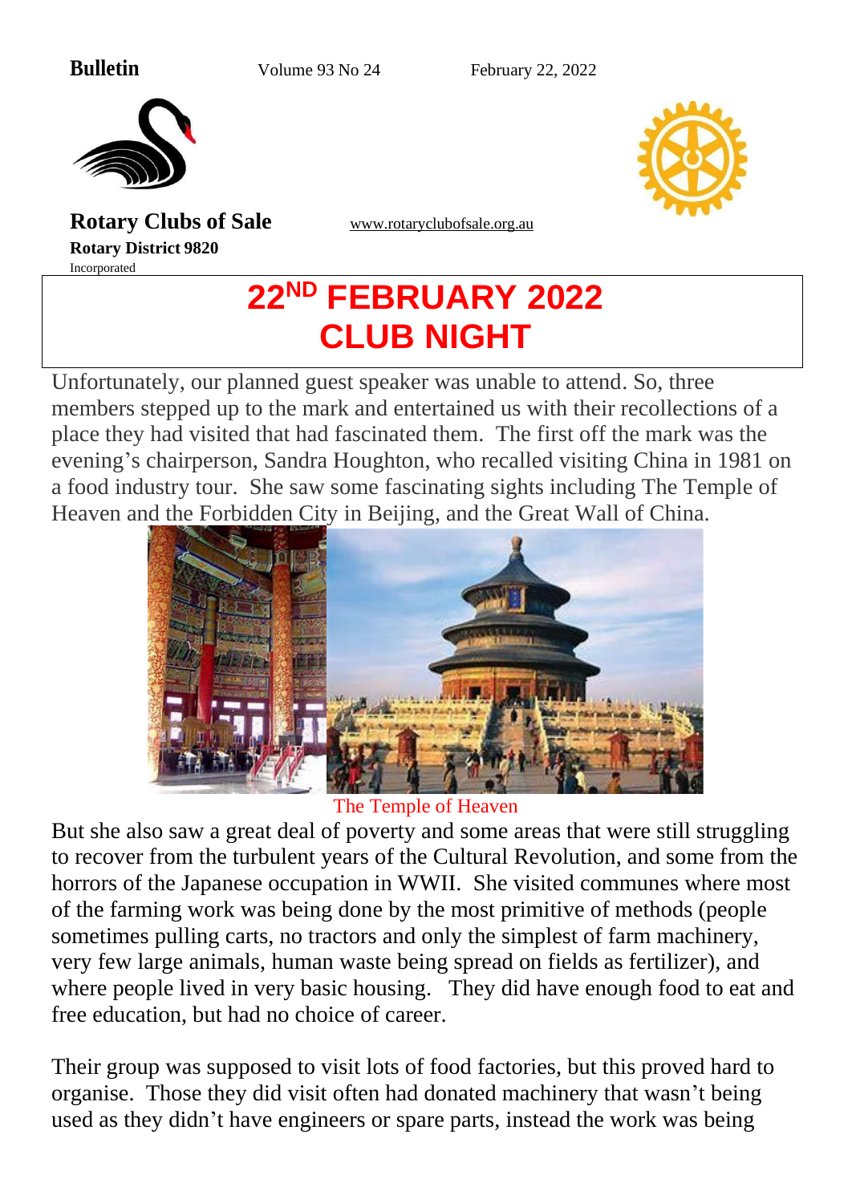**Bulletin** Volume 93 No 24 February 22, 2022

**Rotary Clubs of Sale**

**Rotary District 9820**

Incorporated

www.rotaryclubofsale.org.au

# 22ND FEBRUARY 2022 CLUB NIGHT

Unfortunately, our planned guest speaker was unable to attend. So, three members stepped up to the mark and entertained us with their recollections of a place they had visited that had fascinated them. The first off the mark was the evening's chairperson, Sandra Houghton, who recalled visiting China in 1981 on a food industry tour. She saw some fascinating sights including The Temple of Heaven and the Forbidden City in Beijing, and the Great Wall of China.

The Temple of Heaven

But she also saw a great deal of poverty and some areas that were still struggling to recover from the turbulent years of the Cultural Revolution, and some from the horrors of the Japanese occupation in WWII. She visited communes where most of the farming work was being done by the most primitive of methods (people sometimes pulling carts, no tractors and only the simplest of farm machinery, very few large animals, human waste being spread on fields as fertilizer), and where people lived in very basic housing. They did have enough food to eat and free education, but had no choice of career.

Their group was supposed to visit lots of food factories, but this proved hard to organise. Those they did visit often had donated machinery that wasn't being used as they didn't have engineers or spare parts, instead the work was being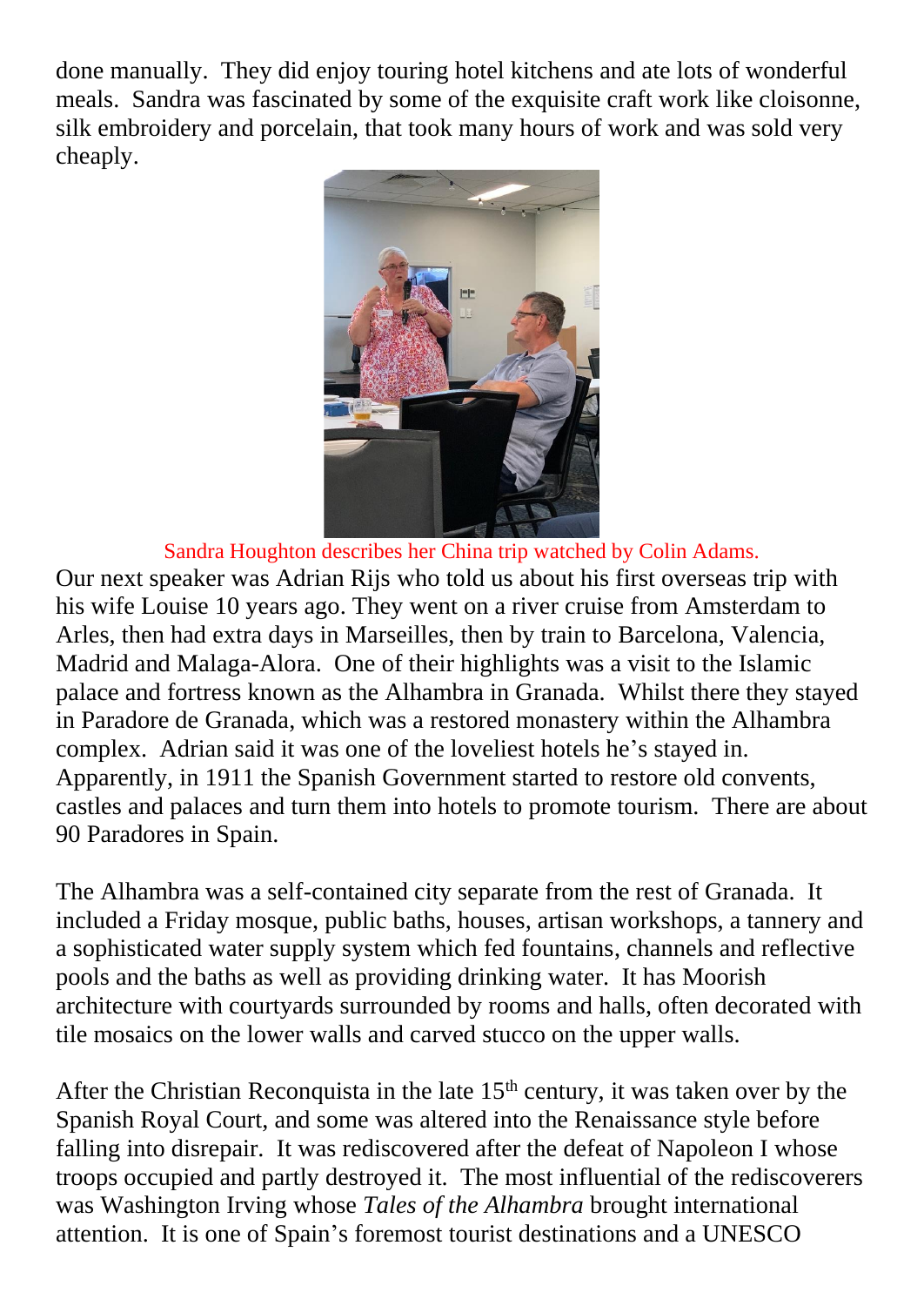done manually. They did enjoy touring hotel kitchens and ate lots of wonderful meals. Sandra was fascinated by some of the exquisite craft work like cloisonne, silk embroidery and porcelain, that took many hours of work and was sold very cheaply.

Sandra Houghton describes her China trip watched by Colin Adams.

Our next speaker was Adrian Rijs who told us about his first overseas trip with his wife Louise 10 years ago. They went on a river cruise from Amsterdam to Arles, then had extra days in Marseilles, then by train to Barcelona, Valencia, Madrid and Malaga-Alora. One of their highlights was a visit to the Islamic palace and fortress known as the Alhambra in Granada. Whilst there they stayed in Paradore de Granada, which was a restored monastery within the Alhambra complex. Adrian said it was one of the loveliest hotels he's stayed in. Apparently, in 1911 the Spanish Government started to restore old convents, castles and palaces and turn them into hotels to promote tourism. There are about 90 Paradores in Spain.

The Alhambra was a self-contained city separate from the rest of Granada. It included a Friday mosque, public baths, houses, artisan workshops, a tannery and a sophisticated water supply system which fed fountains, channels and reflective pools and the baths as well as providing drinking water. It has Moorish architecture with courtyards surrounded by rooms and halls, often decorated with tile mosaics on the lower walls and carved stucco on the upper walls.

After the Christian Reconquista in the late 15th century, it was taken over by the Spanish Royal Court, and some was altered into the Renaissance style before falling into disrepair. It was rediscovered after the defeat of Napoleon I whose troops occupied and partly destroyed it. The most influential of the rediscoverers was Washington Irving whose *Tales of the Alhambra* brought international attention. It is one of Spain's foremost tourist destinations and a UNESCO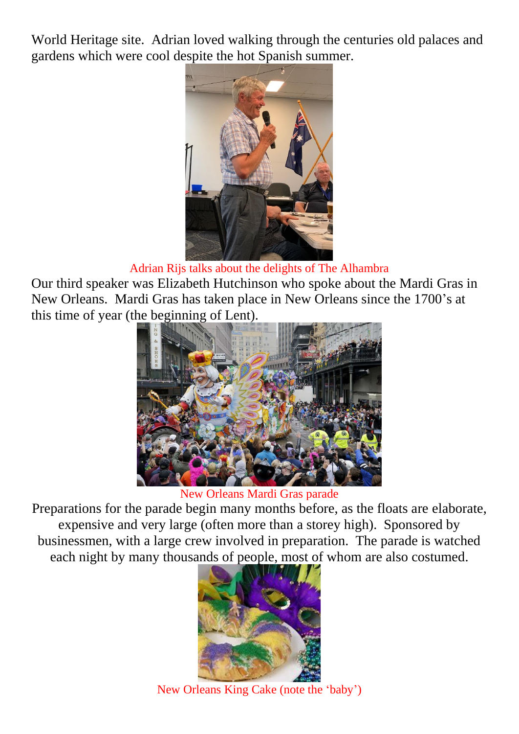World Heritage site. Adrian loved walking through the centuries old palaces and gardens which were cool despite the hot Spanish summer.

Adrian Rijs talks about the delights of The Alhambra

Our third speaker was Elizabeth Hutchinson who spoke about the Mardi Gras in New Orleans. Mardi Gras has taken place in New Orleans since the 1700's at this time of year (the beginning of Lent).

New Orleans Mardi Gras parade

Preparations for the parade begin many months before, as the floats are elaborate, expensive and very large (often more than a storey high). Sponsored by businessmen, with a large crew involved in preparation. The parade is watched each night by many thousands of people, most of whom are also costumed.

New Orleans King Cake (note the 'baby')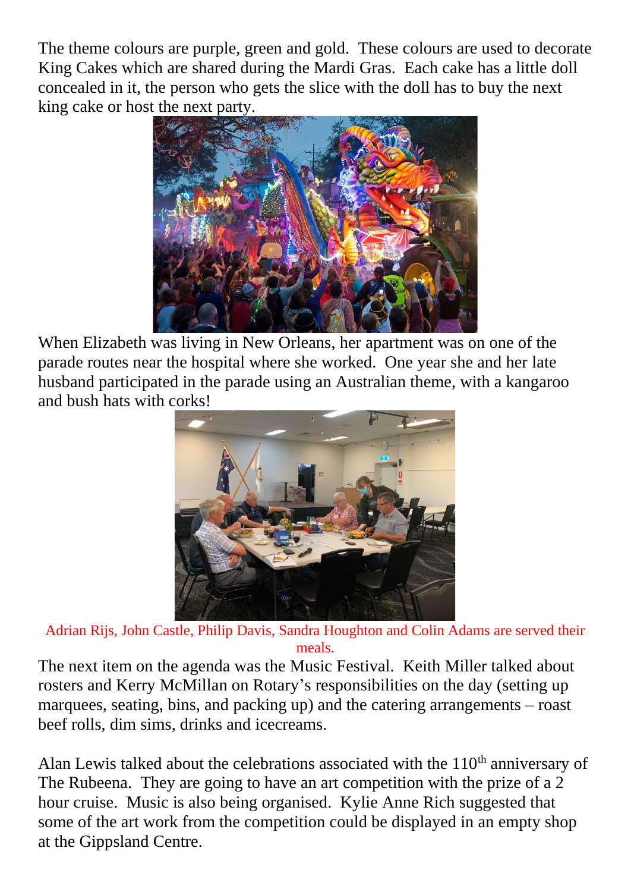The theme colours are purple, green and gold. These colours are used to decorate King Cakes which are shared during the Mardi Gras. Each cake has a little doll concealed in it, the person who gets the slice with the doll has to buy the next king cake or host the next party.

When Elizabeth was living in New Orleans, her apartment was on one of the parade routes near the hospital where she worked. One year she and her late husband participated in the parade using an Australian theme, with a kangaroo and bush hats with corks!

Adrian Rijs, John Castle, Philip Davis, Sandra Houghton and Colin Adams are served their meals.

The next item on the agenda was the Music Festival. Keith Miller talked about rosters and Kerry McMillan on Rotary's responsibilities on the day (setting up marquees, seating, bins, and packing up) and the catering arrangements – roast beef rolls, dim sims, drinks and icecreams.

Alan Lewis talked about the celebrations associated with the 110th anniversary of The Rubeena. They are going to have an art competition with the prize of a 2 hour cruise. Music is also being organised. Kylie Anne Rich suggested that some of the art work from the competition could be displayed in an empty shop at the Gippsland Centre.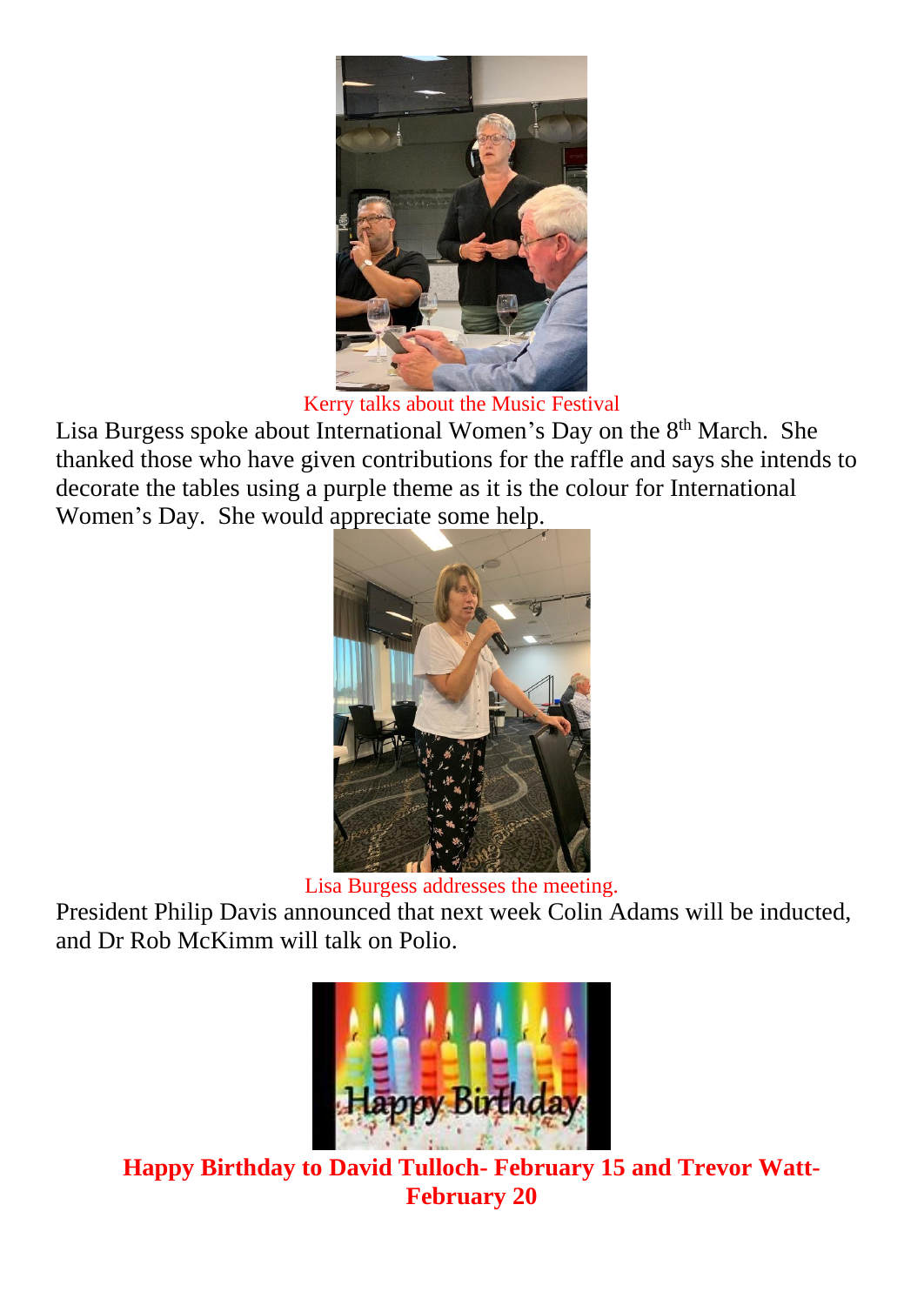Kerry talks about the Music Festival

Lisa Burgess spoke about International Women's Day on the 8th March. She thanked those who have given contributions for the raffle and says she intends to decorate the tables using a purple theme as it is the colour for International Women's Day. She would appreciate some help.

Lisa Burgess addresses the meeting.

President Philip Davis announced that next week Colin Adams will be inducted, and Dr Rob McKimm will talk on Polio.

**Happy Birthday to David Tulloch- February 15 and Trevor Watt- February 20**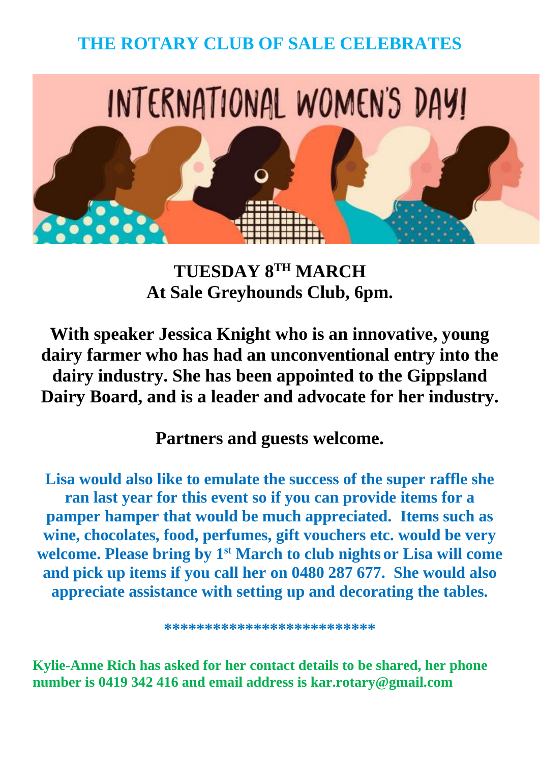## THE ROTARY CLUB OF SALE CELEBRATES

# INTERNATIONAL WOMEN'S DAY!

**TUESDAY 8TH MARCH**
**At Sale Greyhounds Club, 6pm.**

**With speaker Jessica Knight who is an innovative, young dairy farmer who has had an unconventional entry into the dairy industry. She has been appointed to the Gippsland Dairy Board, and is a leader and advocate for her industry.**

**Partners and guests welcome.**

**Lisa would also like to emulate the success of the super raffle she ran last year for this event so if you can provide items for a pamper hamper that would be much appreciated. Items such as wine, chocolates, food, perfumes, gift vouchers etc. would be very welcome. Please bring by 1st March to club nights or Lisa will come and pick up items if you call her on 0480 287 677. She would also appreciate assistance with setting up and decorating the tables.**

*************************

**Kylie-Anne Rich has asked for her contact details to be shared, her phone number is 0419 342 416 and email address is kar.rotary@gmail.com**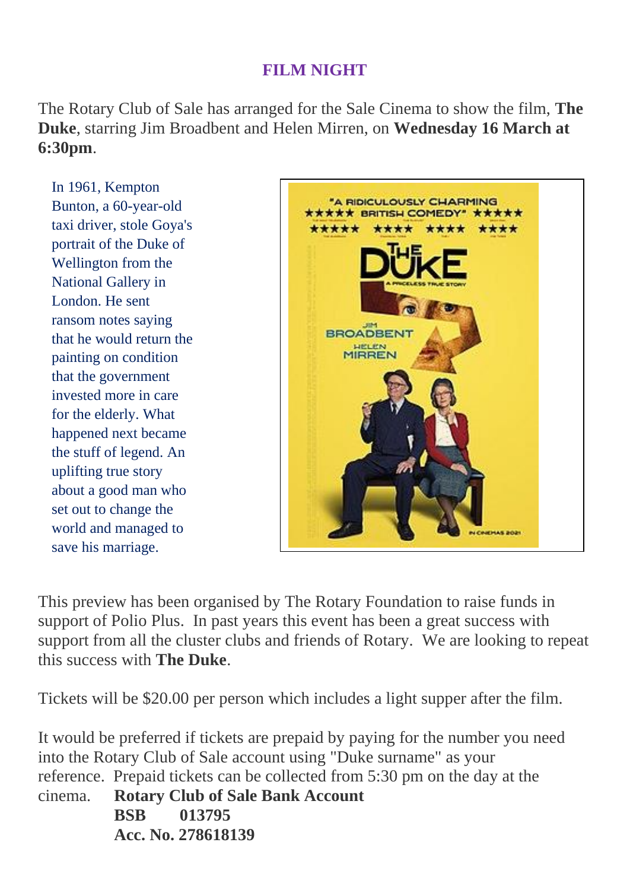## FILM NIGHT

The Rotary Club of Sale has arranged for the Sale Cinema to show the film, **The Duke**, starring Jim Broadbent and Helen Mirren, on **Wednesday 16 March at 6:30pm**.

In 1961, Kempton Bunton, a 60-year-old taxi driver, stole Goya's portrait of the Duke of Wellington from the National Gallery in London. He sent ransom notes saying that he would return the painting on condition that the government invested more in care for the elderly. What happened next became the stuff of legend. An uplifting true story about a good man who set out to change the world and managed to save his marriage.

This preview has been organised by The Rotary Foundation to raise funds in support of Polio Plus. In past years this event has been a great success with support from all the cluster clubs and friends of Rotary. We are looking to repeat this success with **The Duke**.

Tickets will be $20.00 per person which includes a light supper after the film.

It would be preferred if tickets are prepaid by paying for the number you need into the Rotary Club of Sale account using "Duke surname" as your reference. Prepaid tickets can be collected from 5:30 pm on the day at the cinema.

**Rotary Club of Sale Bank Account**
**BSB 013795**
**Acc. No. 278618139**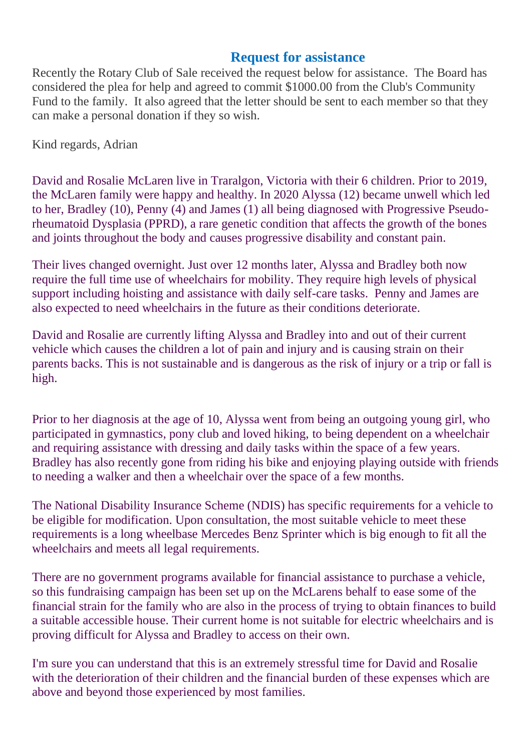## Request for assistance

Recently the Rotary Club of Sale received the request below for assistance. The Board has considered the plea for help and agreed to commit $1000.00 from the Club's Community Fund to the family. It also agreed that the letter should be sent to each member so that they can make a personal donation if they so wish.

Kind regards, Adrian

David and Rosalie McLaren live in Traralgon, Victoria with their 6 children. Prior to 2019, the McLaren family were happy and healthy. In 2020 Alyssa (12) became unwell which led to her, Bradley (10), Penny (4) and James (1) all being diagnosed with Progressive Pseudo-rheumatoid Dysplasia (PPRD), a rare genetic condition that affects the growth of the bones and joints throughout the body and causes progressive disability and constant pain.

Their lives changed overnight. Just over 12 months later, Alyssa and Bradley both now require the full time use of wheelchairs for mobility. They require high levels of physical support including hoisting and assistance with daily self-care tasks. Penny and James are also expected to need wheelchairs in the future as their conditions deteriorate.

David and Rosalie are currently lifting Alyssa and Bradley into and out of their current vehicle which causes the children a lot of pain and injury and is causing strain on their parents backs. This is not sustainable and is dangerous as the risk of injury or a trip or fall is high.

Prior to her diagnosis at the age of 10, Alyssa went from being an outgoing young girl, who participated in gymnastics, pony club and loved hiking, to being dependent on a wheelchair and requiring assistance with dressing and daily tasks within the space of a few years. Bradley has also recently gone from riding his bike and enjoying playing outside with friends to needing a walker and then a wheelchair over the space of a few months.

The National Disability Insurance Scheme (NDIS) has specific requirements for a vehicle to be eligible for modification. Upon consultation, the most suitable vehicle to meet these requirements is a long wheelbase Mercedes Benz Sprinter which is big enough to fit all the wheelchairs and meets all legal requirements.

There are no government programs available for financial assistance to purchase a vehicle, so this fundraising campaign has been set up on the McLarens behalf to ease some of the financial strain for the family who are also in the process of trying to obtain finances to build a suitable accessible house. Their current home is not suitable for electric wheelchairs and is proving difficult for Alyssa and Bradley to access on their own.

I'm sure you can understand that this is an extremely stressful time for David and Rosalie with the deterioration of their children and the financial burden of these expenses which are above and beyond those experienced by most families.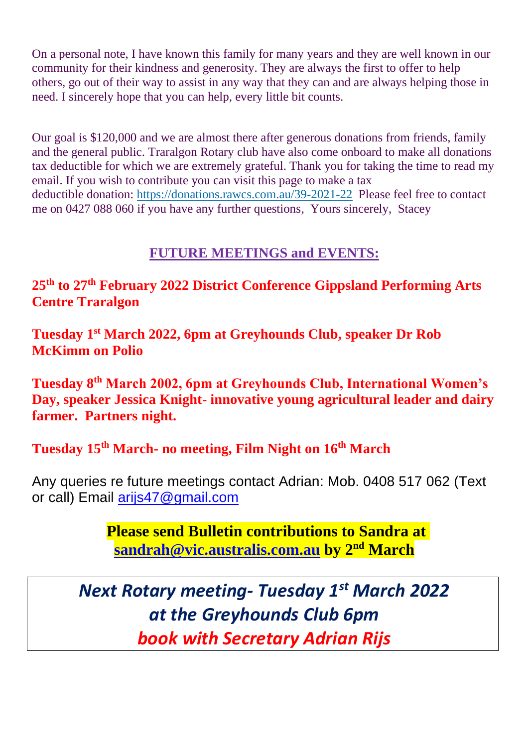On a personal note, I have known this family for many years and they are well known in our community for their kindness and generosity. They are always the first to offer to help others, go out of their way to assist in any way that they can and are always helping those in need. I sincerely hope that you can help, every little bit counts.

Our goal is $120,000 and we are almost there after generous donations from friends, family and the general public. Traralgon Rotary club have also come onboard to make all donations tax deductible for which we are extremely grateful. Thank you for taking the time to read my email. If you wish to contribute you can visit this page to make a tax deductible donation: https://donations.rawcs.com.au/39-2021-22 Please feel free to contact me on 0427 088 060 if you have any further questions, Yours sincerely, Stacey

## FUTURE MEETINGS and EVENTS:

**25th to 27th February 2022 District Conference Gippsland Performing Arts Centre Traralgon**

**Tuesday 1st March 2022, 6pm at Greyhounds Club, speaker Dr Rob McKimm on Polio**

**Tuesday 8th March 2002, 6pm at Greyhounds Club, International Women's Day, speaker Jessica Knight- innovative young agricultural leader and dairy farmer. Partners night.**

**Tuesday 15th March- no meeting, Film Night on 16th March**

Any queries re future meetings contact Adrian: Mob. 0408 517 062 (Text or call) Email arijs47@gmail.com

**Please send Bulletin contributions to Sandra at sandrah@vic.australis.com.au by 2nd March**

***Next Rotary meeting- Tuesday 1st March 2022***
***at the Greyhounds Club 6pm***
***book with Secretary Adrian Rijs***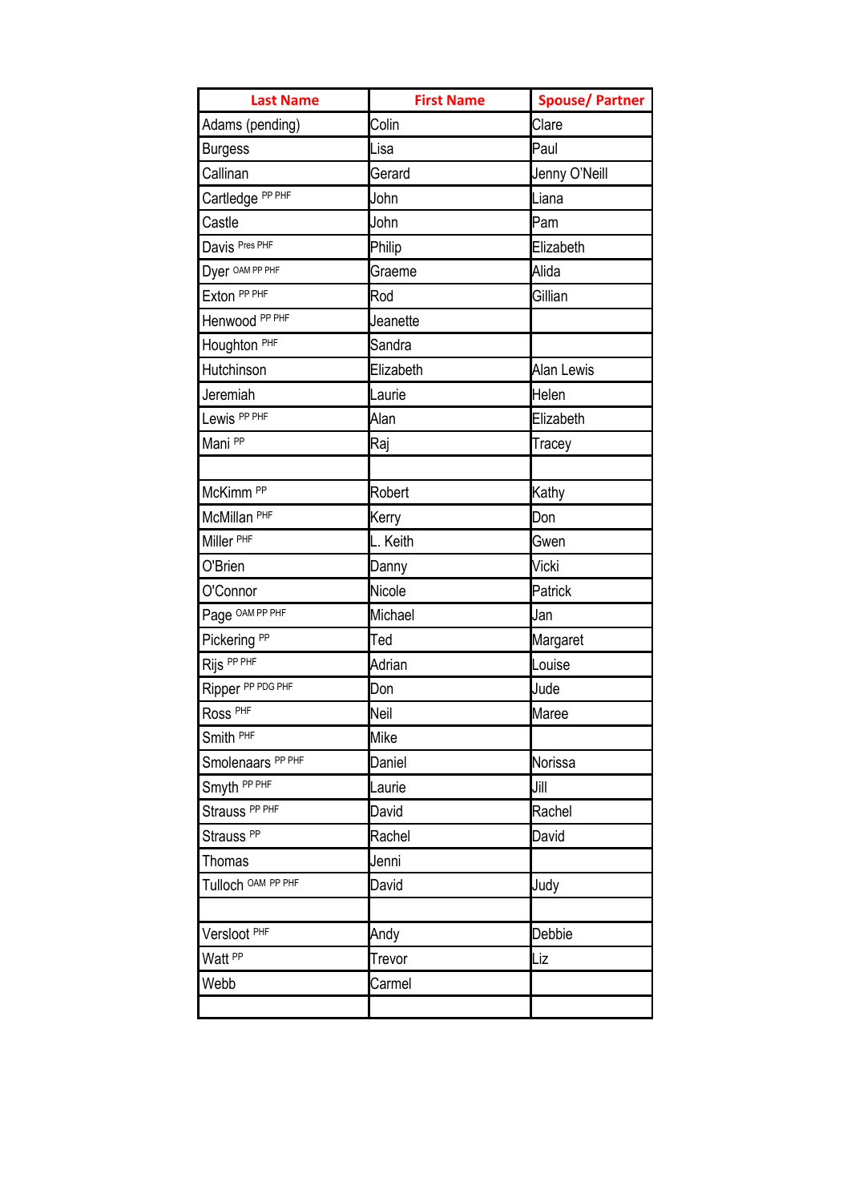| Last Name | First Name | Spouse/ Partner |
|---|---|---|
| Adams (pending) | Colin | Clare |
| Burgess | Lisa | Paul |
| Callinan | Gerard | Jenny O'Neill |
| Cartledge PP PHF | John | Liana |
| Castle | John | Pam |
| Davis Pres PHF | Philip | Elizabeth |
| Dyer OAM PP PHF | Graeme | Alida |
| Exton PP PHF | Rod | Gillian |
| Henwood PP PHF | Jeanette | |
| Houghton PHF | Sandra | |
| Hutchinson | Elizabeth | Alan Lewis |
| Jeremiah | Laurie | Helen |
| Lewis PP PHF | Alan | Elizabeth |
| Mani PP | Raj | Tracey |
| | | |
| McKimm PP | Robert | Kathy |
| McMillan PHF | Kerry | Don |
| Miller PHF | L. Keith | Gwen |
| O'Brien | Danny | Vicki |
| O'Connor | Nicole | Patrick |
| Page OAM PP PHF | Michael | Jan |
| Pickering PP | Ted | Margaret |
| Rijs PP PHF | Adrian | Louise |
| Ripper PP PDG PHF | Don | Jude |
| Ross PHF | Neil | Maree |
| Smith PHF | Mike | |
| Smolenaars PP PHF | Daniel | Norissa |
| Smyth PP PHF | Laurie | Jill |
| Strauss PP PHF | David | Rachel |
| Strauss PP | Rachel | David |
| Thomas | Jenni | |
| Tulloch OAM PP PHF | David | Judy |
| | | |
| Versloot PHF | Andy | Debbie |
| Watt PP | Trevor | Liz |
| Webb | Carmel | |
| | | |